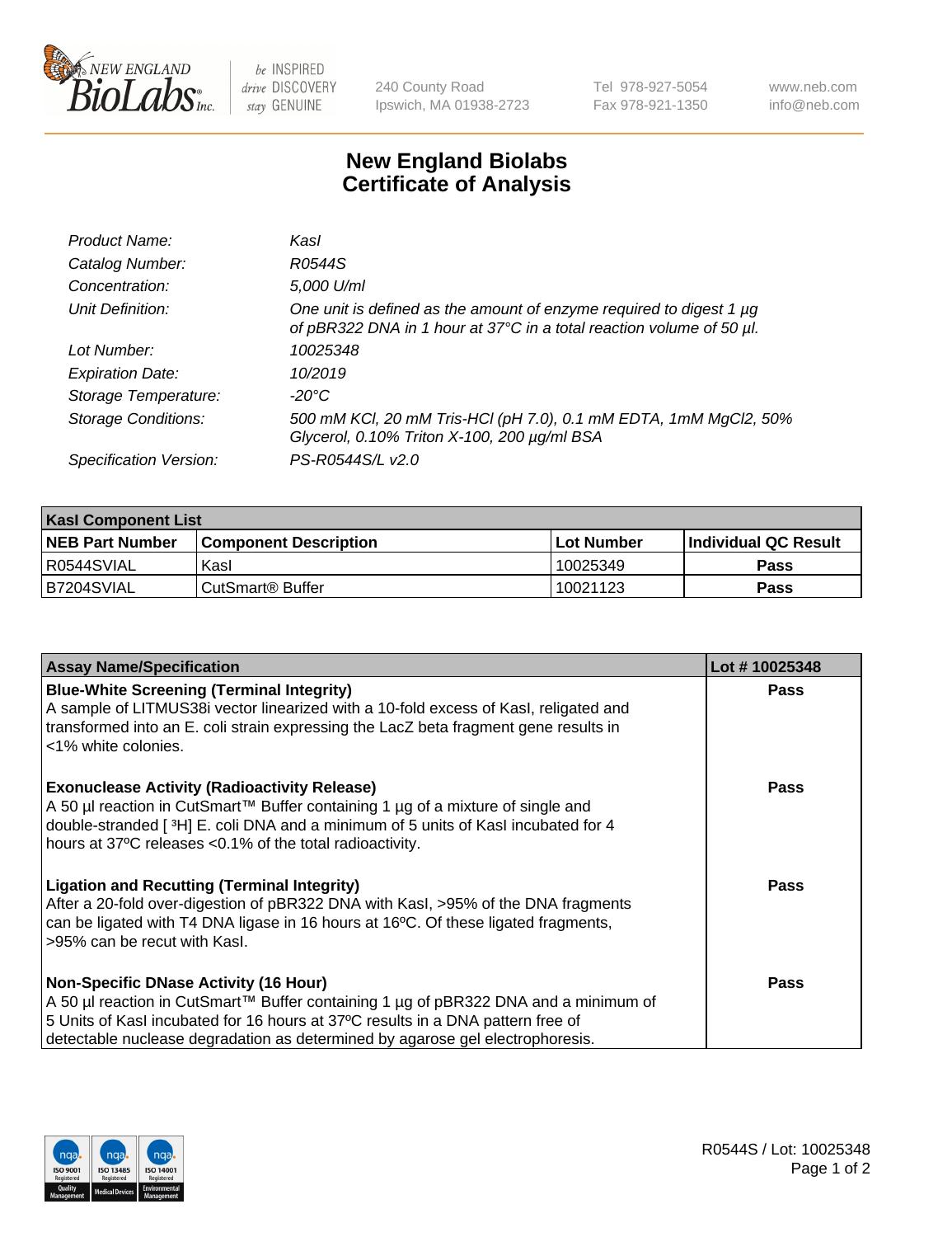New England Biolabs Inc. — be INSPIRED drive DISCOVERY stay GENUINE

240 County Road
Ipswich, MA 01938-2723

Tel 978-927-5054
Fax 978-921-1350

www.neb.com
info@neb.com

# New England Biolabs Certificate of Analysis

| | |
|---|---|
| *Product Name:* | *KasI* |
| *Catalog Number:* | *R0544S* |
| *Concentration:* | *5,000 U/ml* |
| *Unit Definition:* | *One unit is defined as the amount of enzyme required to digest 1 µg of pBR322 DNA in 1 hour at 37°C in a total reaction volume of 50 µl.* |
| *Lot Number:* | *10025348* |
| *Expiration Date:* | *10/2019* |
| *Storage Temperature:* | *-20°C* |
| *Storage Conditions:* | *500 mM KCl, 20 mM Tris-HCl (pH 7.0), 0.1 mM EDTA, 1mM MgCl2, 50% Glycerol, 0.10% Triton X-100, 200 µg/ml BSA* |
| *Specification Version:* | *PS-R0544S/L v2.0* |

| **KasI Component List** | | | |
|---|---|---|---|
| **NEB Part Number** | **Component Description** | **Lot Number** | **Individual QC Result** |
| R0544SVIAL | KasI | 10025349 | **Pass** |
| B7204SVIAL | CutSmart® Buffer | 10021123 | **Pass** |

| **Assay Name/Specification** | **Lot # 10025348** |
|---|---|
| **Blue-White Screening (Terminal Integrity)**<br>A sample of LITMUS38i vector linearized with a 10-fold excess of KasI, religated and transformed into an E. coli strain expressing the LacZ beta fragment gene results in <1% white colonies. | **Pass** |
| **Exonuclease Activity (Radioactivity Release)**<br>A 50 µl reaction in CutSmart™ Buffer containing 1 µg of a mixture of single and double-stranded [ $^{3}$H] E. coli DNA and a minimum of 5 units of KasI incubated for 4 hours at 37ºC releases <0.1% of the total radioactivity. | **Pass** |
| **Ligation and Recutting (Terminal Integrity)**<br>After a 20-fold over-digestion of pBR322 DNA with KasI, >95% of the DNA fragments can be ligated with T4 DNA ligase in 16 hours at 16ºC. Of these ligated fragments, >95% can be recut with KasI. | **Pass** |
| **Non-Specific DNase Activity (16 Hour)**<br>A 50 µl reaction in CutSmart™ Buffer containing 1 µg of pBR322 DNA and a minimum of 5 Units of KasI incubated for 16 hours at 37ºC results in a DNA pattern free of detectable nuclease degradation as determined by agarose gel electrophoresis. | **Pass** |

ISO 9001 Registered Quality Management · ISO 13485 Registered Medical Devices · ISO 14001 Registered Environmental Management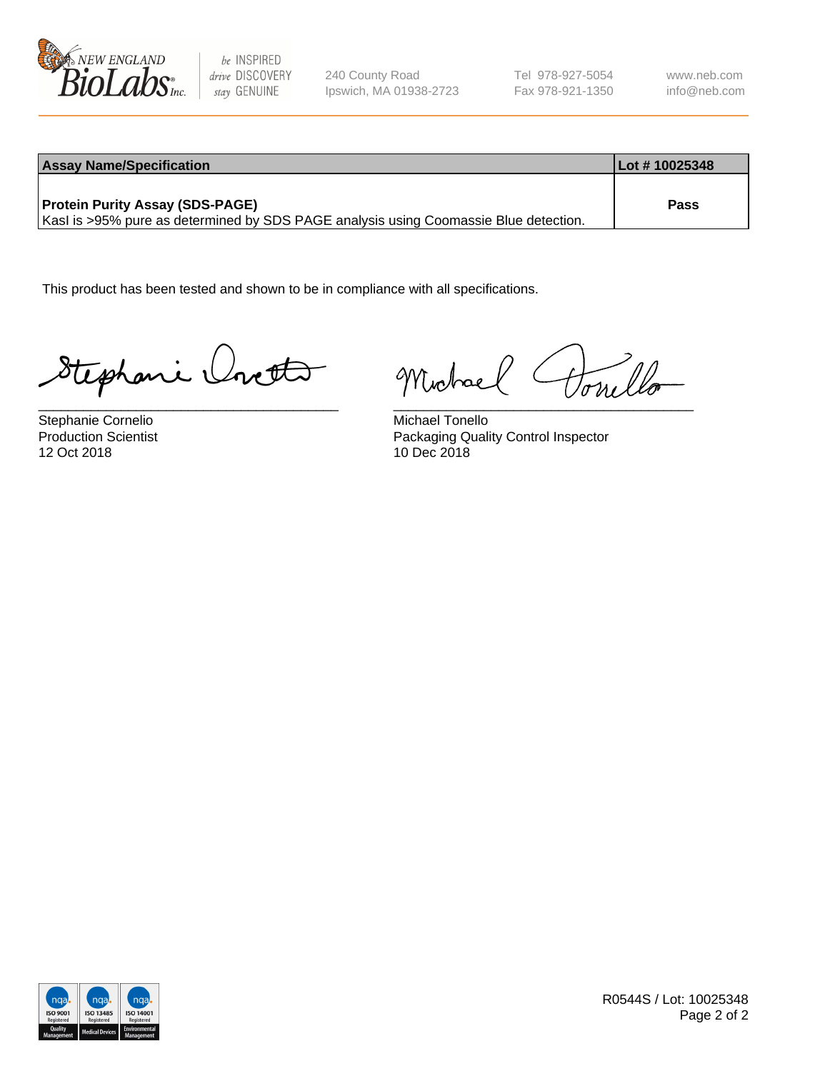| Assay Name/Specification | Lot # 10025348 |
|---|---|
| **Protein Purity Assay (SDS-PAGE)**<br>KasI is >95% pure as determined by SDS PAGE analysis using Coomassie Blue detection. | **Pass** |

This product has been tested and shown to be in compliance with all specifications.

Stephanie Cornelio
Production Scientist
12 Oct 2018

Michael Tonello
Packaging Quality Control Inspector
10 Dec 2018

R0544S / Lot: 10025348